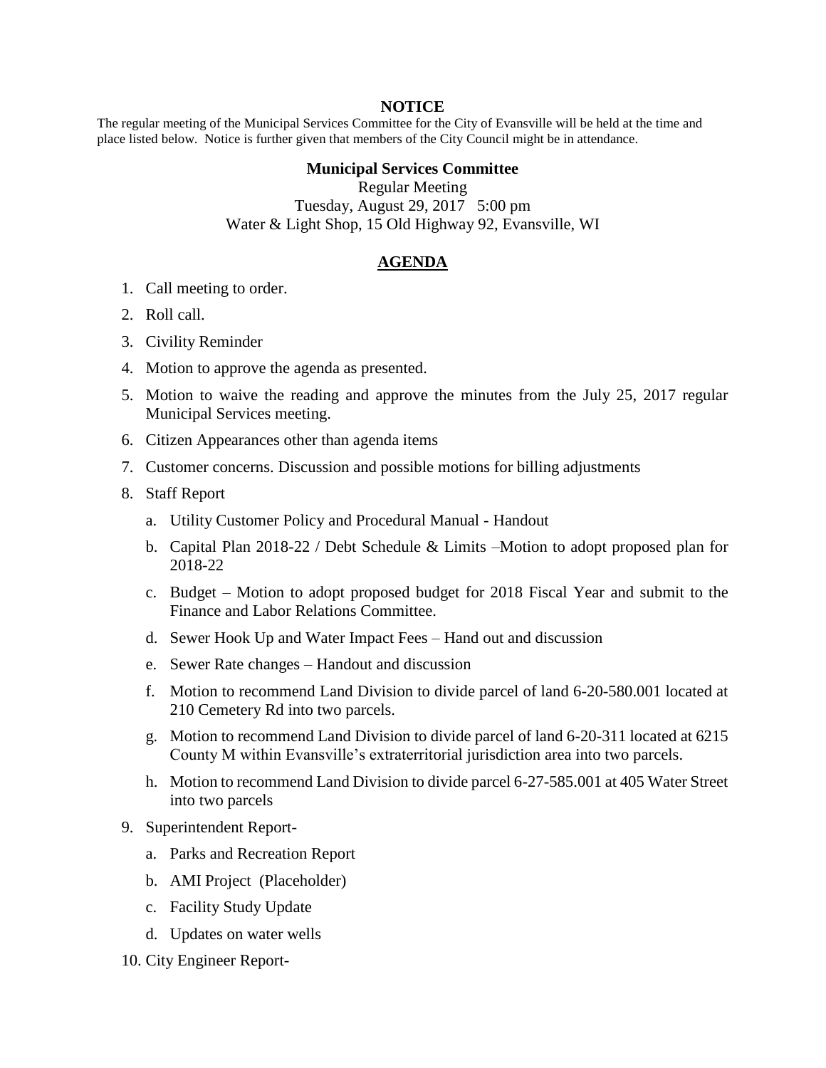# NOTICE

The regular meeting of the Municipal Services Committee for the City of Evansville will be held at the time and place listed below. Notice is further given that members of the City Council might be in attendance.

**Municipal Services Committee**

Regular Meeting
Tuesday, August 29, 2017 5:00 pm
Water & Light Shop, 15 Old Highway 92, Evansville, WI

## AGENDA

1. Call meeting to order.
2. Roll call.
3. Civility Reminder
4. Motion to approve the agenda as presented.
5. Motion to waive the reading and approve the minutes from the July 25, 2017 regular Municipal Services meeting.
6. Citizen Appearances other than agenda items
7. Customer concerns. Discussion and possible motions for billing adjustments
8. Staff Report
    a. Utility Customer Policy and Procedural Manual - Handout
    b. Capital Plan 2018-22 / Debt Schedule & Limits –Motion to adopt proposed plan for 2018-22
    c. Budget – Motion to adopt proposed budget for 2018 Fiscal Year and submit to the Finance and Labor Relations Committee.
    d. Sewer Hook Up and Water Impact Fees – Hand out and discussion
    e. Sewer Rate changes – Handout and discussion
    f. Motion to recommend Land Division to divide parcel of land 6-20-580.001 located at 210 Cemetery Rd into two parcels.
    g. Motion to recommend Land Division to divide parcel of land 6-20-311 located at 6215 County M within Evansville's extraterritorial jurisdiction area into two parcels.
    h. Motion to recommend Land Division to divide parcel 6-27-585.001 at 405 Water Street into two parcels
9. Superintendent Report-
    a. Parks and Recreation Report
    b. AMI Project (Placeholder)
    c. Facility Study Update
    d. Updates on water wells
10. City Engineer Report-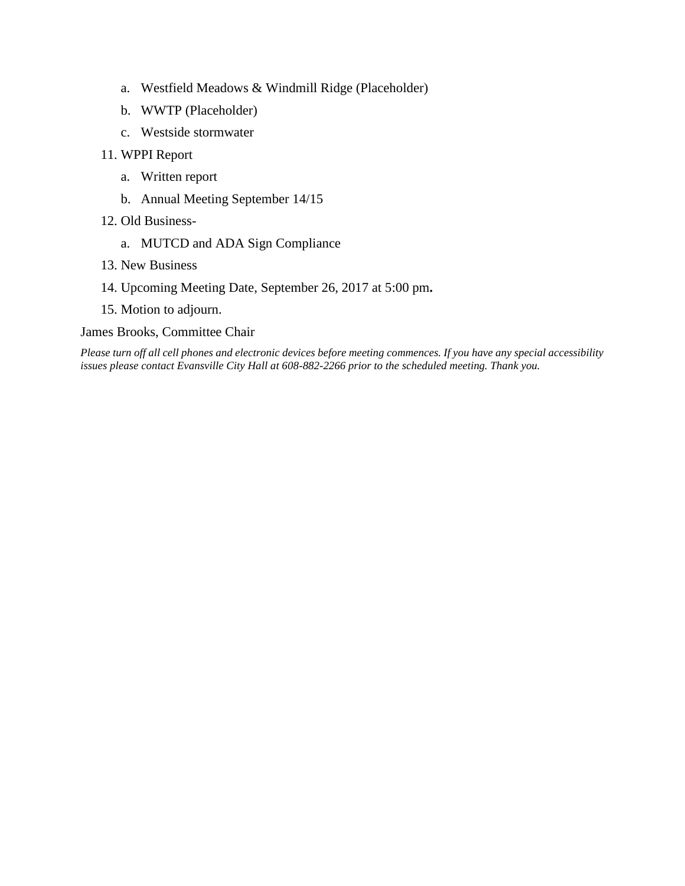a. Westfield Meadows & Windmill Ridge (Placeholder)
   b. WWTP (Placeholder)
   c. Westside stormwater
11. WPPI Report
   a. Written report
   b. Annual Meeting September 14/15
12. Old Business-
   a. MUTCD and ADA Sign Compliance
13. New Business
14. Upcoming Meeting Date, September 26, 2017 at 5:00 pm**.**
15. Motion to adjourn.

James Brooks, Committee Chair

*Please turn off all cell phones and electronic devices before meeting commences. If you have any special accessibility issues please contact Evansville City Hall at 608-882-2266 prior to the scheduled meeting. Thank you.*